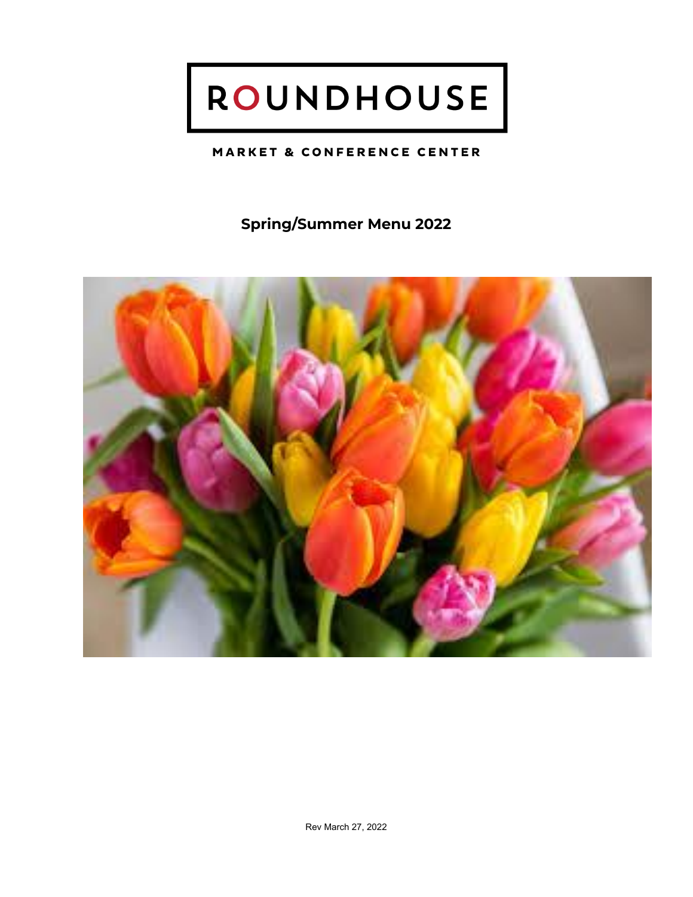# ROUNDHOUSE

MARKET & CONFERENCE CENTER

## Spring/Summer Menu 2022

Rev March 27, 2022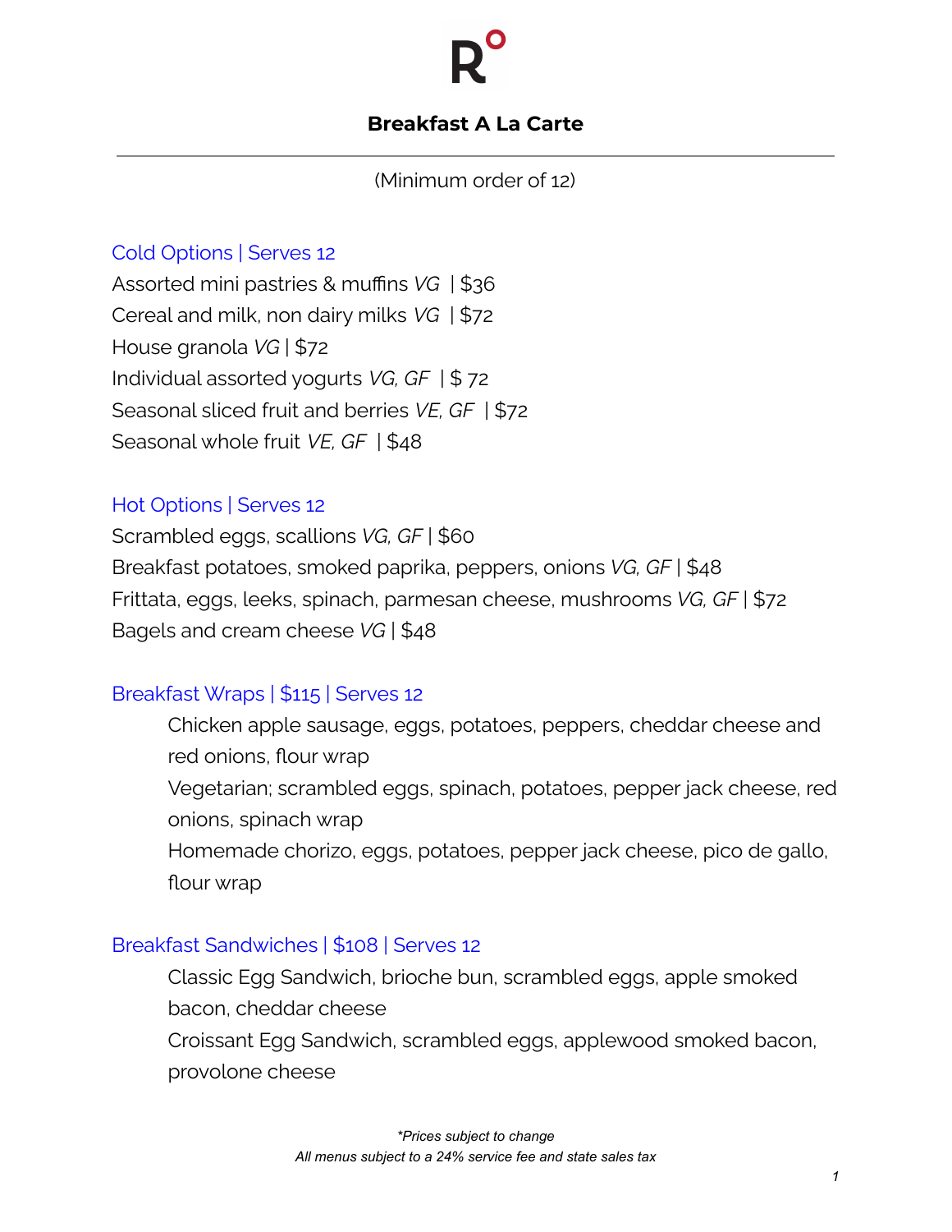## Breakfast A La Carte

(Minimum order of 12)

### Cold Options | Serves 12

Assorted mini pastries & muffins *VG* | $36  
Cereal and milk, non dairy milks *VG* | $72  
House granola *VG* | $72  
Individual assorted yogurts *VG, GF* | $ 72  
Seasonal sliced fruit and berries *VE, GF* | $72  
Seasonal whole fruit *VE, GF* | $48

### Hot Options | Serves 12

Scrambled eggs, scallions *VG, GF* | $60  
Breakfast potatoes, smoked paprika, peppers, onions *VG, GF* | $48  
Frittata, eggs, leeks, spinach, parmesan cheese, mushrooms *VG, GF* | $72  
Bagels and cream cheese *VG* | $48

### Breakfast Wraps | $115 | Serves 12

Chicken apple sausage, eggs, potatoes, peppers, cheddar cheese and red onions, flour wrap  
Vegetarian; scrambled eggs, spinach, potatoes, pepper jack cheese, red onions, spinach wrap  
Homemade chorizo, eggs, potatoes, pepper jack cheese, pico de gallo, flour wrap

### Breakfast Sandwiches | $108 | Serves 12

Classic Egg Sandwich, brioche bun, scrambled eggs, apple smoked bacon, cheddar cheese  
Croissant Egg Sandwich, scrambled eggs, applewood smoked bacon, provolone cheese

*\*Prices subject to change*  
*All menus subject to a 24% service fee and state sales tax*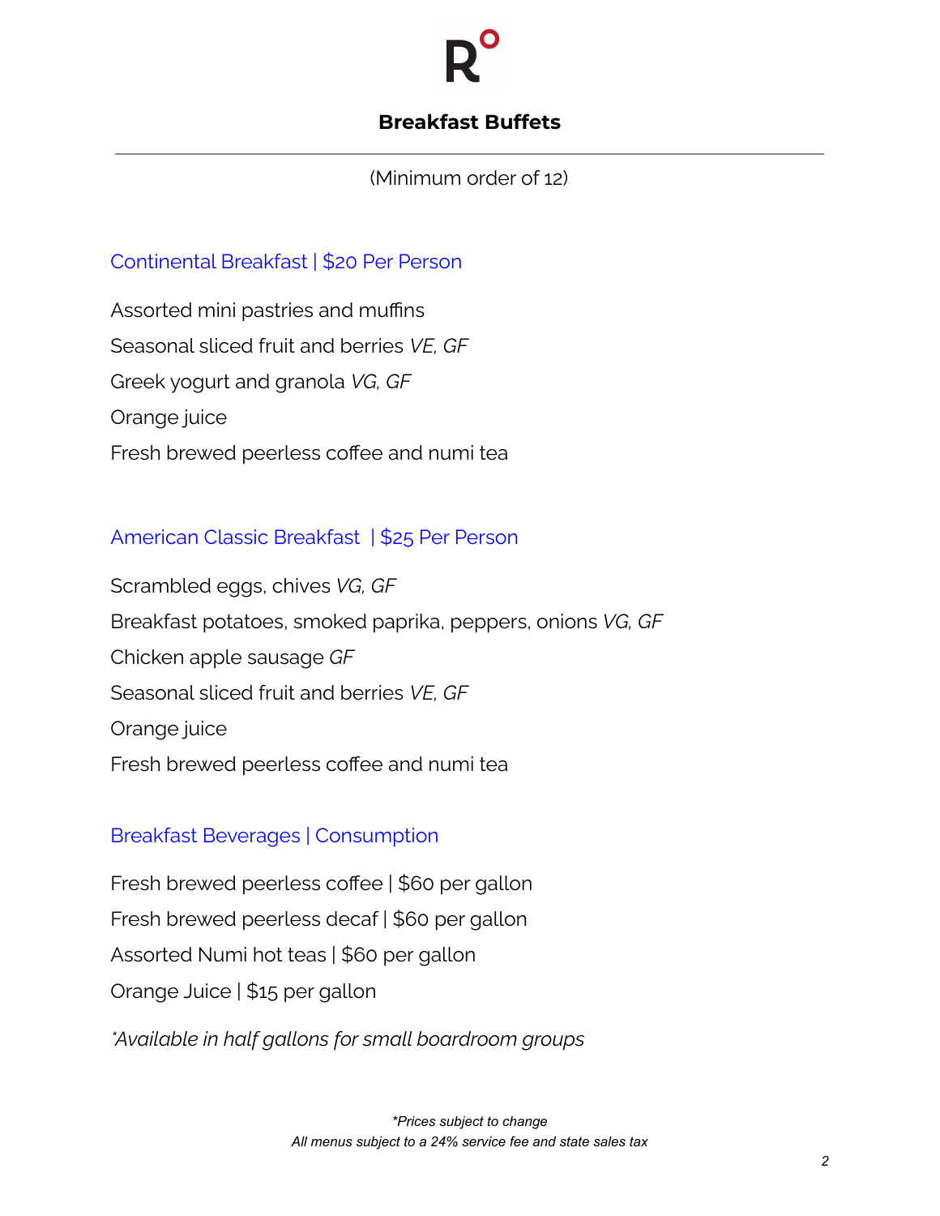# Breakfast Buffets

(Minimum order of 12)

## Continental Breakfast | $20 Per Person

Assorted mini pastries and muffins

Seasonal sliced fruit and berries *VE, GF*

Greek yogurt and granola *VG, GF*

Orange juice

Fresh brewed peerless coffee and numi tea

## American Classic Breakfast | $25 Per Person

Scrambled eggs, chives *VG, GF*

Breakfast potatoes, smoked paprika, peppers, onions *VG, GF*

Chicken apple sausage *GF*

Seasonal sliced fruit and berries *VE, GF*

Orange juice

Fresh brewed peerless coffee and numi tea

## Breakfast Beverages | Consumption

Fresh brewed peerless coffee | $60 per gallon

Fresh brewed peerless decaf | $60 per gallon

Assorted Numi hot teas | $60 per gallon

Orange Juice | $15 per gallon

*\*Available in half gallons for small boardroom groups*

*\*Prices subject to change*
*All menus subject to a 24% service fee and state sales tax*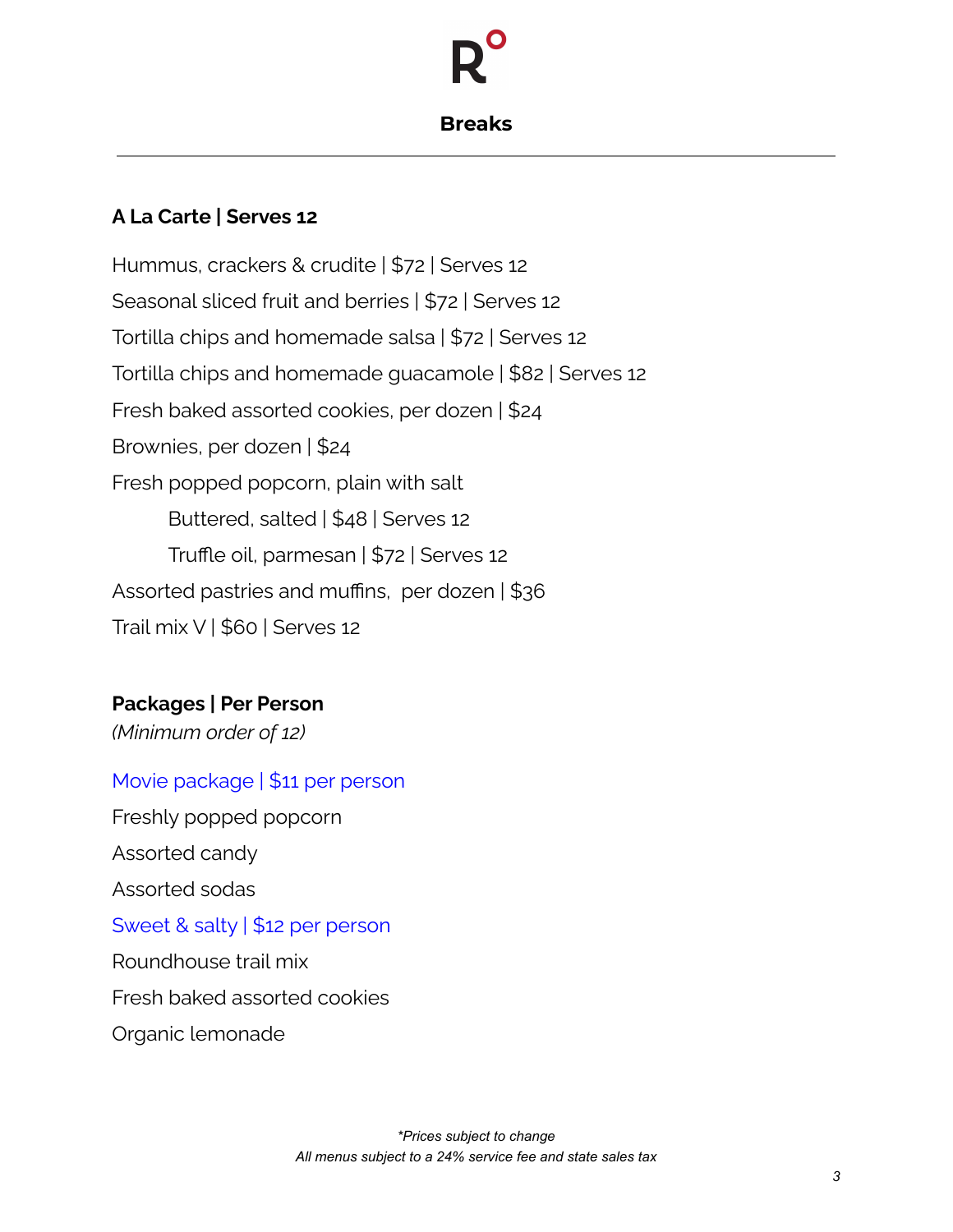R°

# Breaks

---

### A La Carte | Serves 12

Hummus, crackers & crudite | $72 | Serves 12

Seasonal sliced fruit and berries | $72 | Serves 12

Tortilla chips and homemade salsa | $72 | Serves 12

Tortilla chips and homemade guacamole | $82 | Serves 12

Fresh baked assorted cookies, per dozen | $24

Brownies, per dozen | $24

Fresh popped popcorn, plain with salt

- Buttered, salted | $48 | Serves 12
- Truffle oil, parmesan | $72 | Serves 12

Assorted pastries and muffins, per dozen | $36

Trail mix V | $60 | Serves 12

### Packages | Per Person

*(Minimum order of 12)*

Movie package | $11 per person

Freshly popped popcorn

Assorted candy

Assorted sodas

Sweet & salty | $12 per person

Roundhouse trail mix

Fresh baked assorted cookies

Organic lemonade

*\*Prices subject to change*
*All menus subject to a 24% service fee and state sales tax*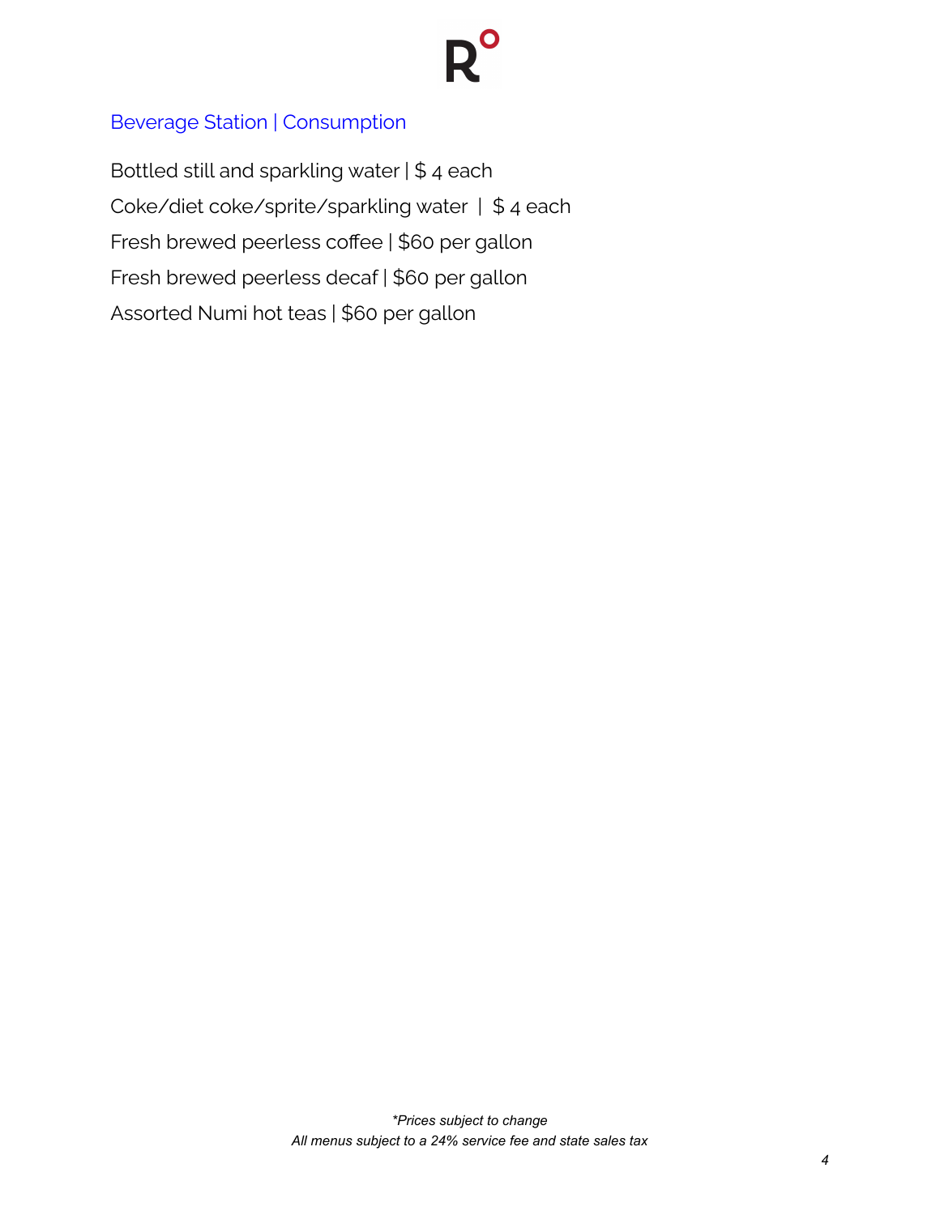## Beverage Station | Consumption

Bottled still and sparkling water | $ 4 each

Coke/diet coke/sprite/sparkling water | $ 4 each

Fresh brewed peerless coffee | $60 per gallon

Fresh brewed peerless decaf | $60 per gallon

Assorted Numi hot teas | $60 per gallon

*\*Prices subject to change*
*All menus subject to a 24% service fee and state sales tax*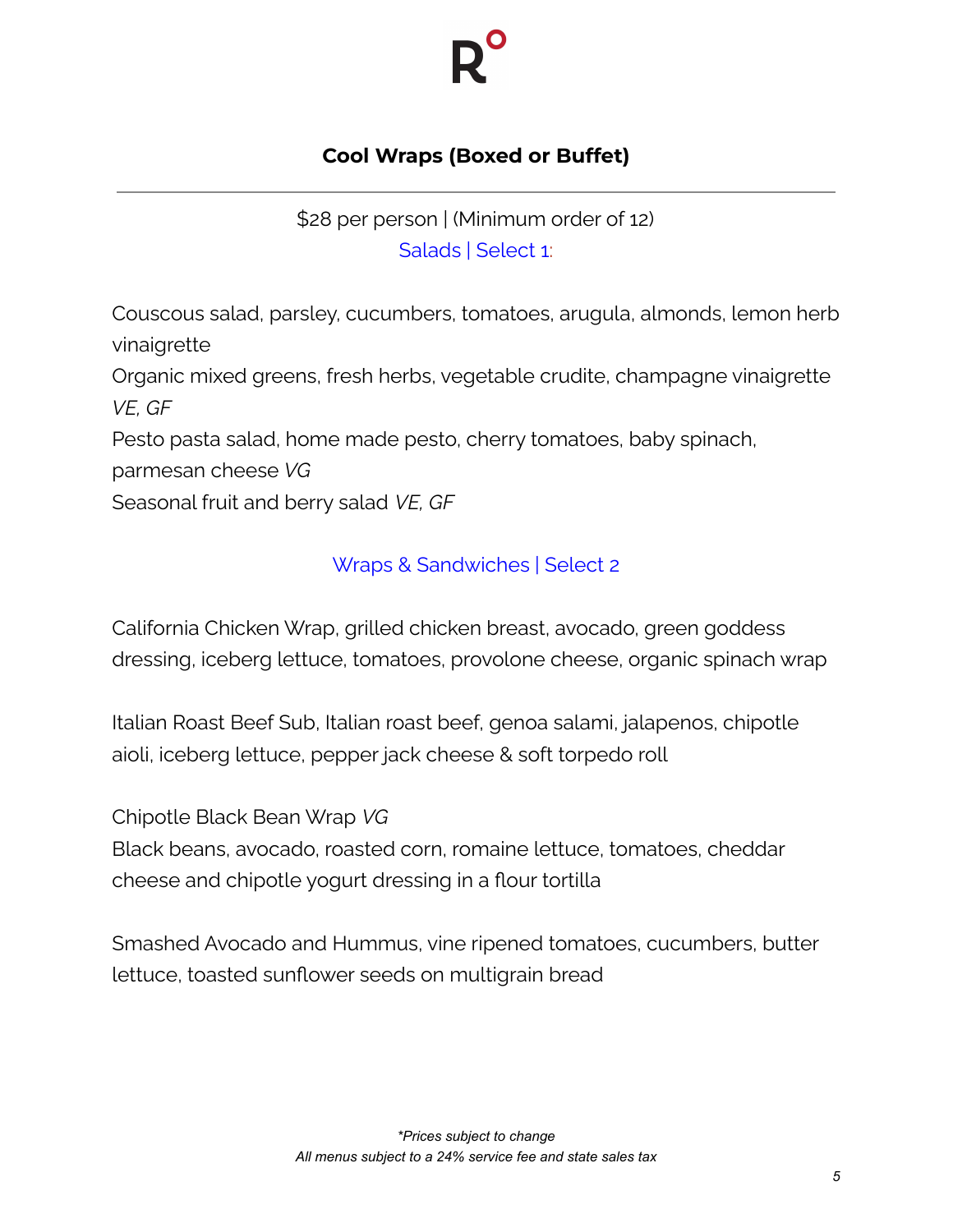## Cool Wraps (Boxed or Buffet)

---

$28 per person | (Minimum order of 12)

Salads | Select 1:

Couscous salad, parsley, cucumbers, tomatoes, arugula, almonds, lemon herb vinaigrette
Organic mixed greens, fresh herbs, vegetable crudite, champagne vinaigrette *VE, GF*
Pesto pasta salad, home made pesto, cherry tomatoes, baby spinach, parmesan cheese *VG*
Seasonal fruit and berry salad *VE, GF*

Wraps & Sandwiches | Select 2

California Chicken Wrap, grilled chicken breast, avocado, green goddess dressing, iceberg lettuce, tomatoes, provolone cheese, organic spinach wrap

Italian Roast Beef Sub, Italian roast beef, genoa salami, jalapenos, chipotle aioli, iceberg lettuce, pepper jack cheese & soft torpedo roll

Chipotle Black Bean Wrap *VG*
Black beans, avocado, roasted corn, romaine lettuce, tomatoes, cheddar cheese and chipotle yogurt dressing in a flour tortilla

Smashed Avocado and Hummus, vine ripened tomatoes, cucumbers, butter lettuce, toasted sunflower seeds on multigrain bread

*\*Prices subject to change*
*All menus subject to a 24% service fee and state sales tax*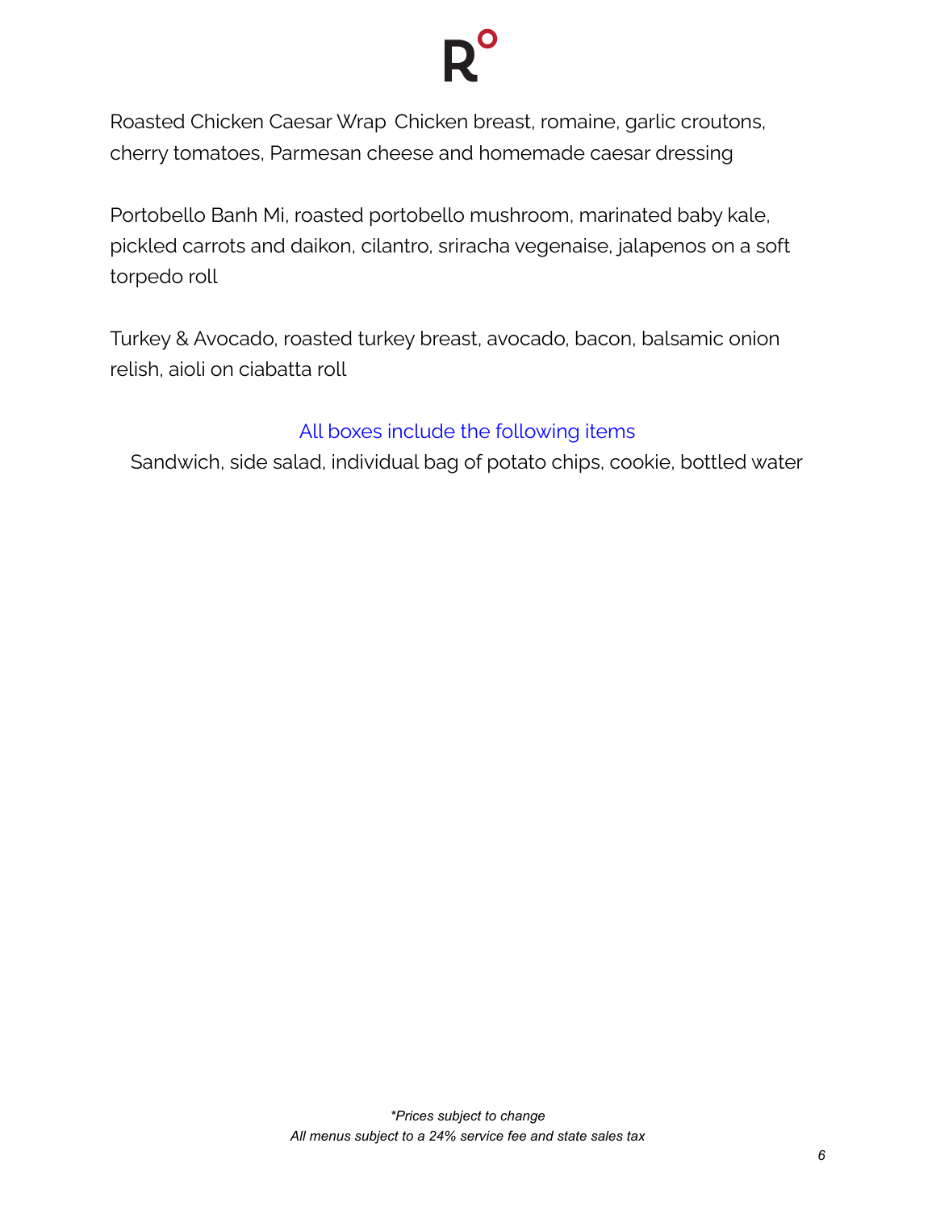Roasted Chicken Caesar Wrap  Chicken breast, romaine, garlic croutons, cherry tomatoes, Parmesan cheese and homemade caesar dressing

Portobello Banh Mi, roasted portobello mushroom, marinated baby kale, pickled carrots and daikon, cilantro, sriracha vegenaise, jalapenos on a soft torpedo roll

Turkey & Avocado, roasted turkey breast, avocado, bacon, balsamic onion relish, aioli on ciabatta roll

All boxes include the following items

Sandwich, side salad, individual bag of potato chips, cookie, bottled water

*\*Prices subject to change*

*All menus subject to a 24% service fee and state sales tax*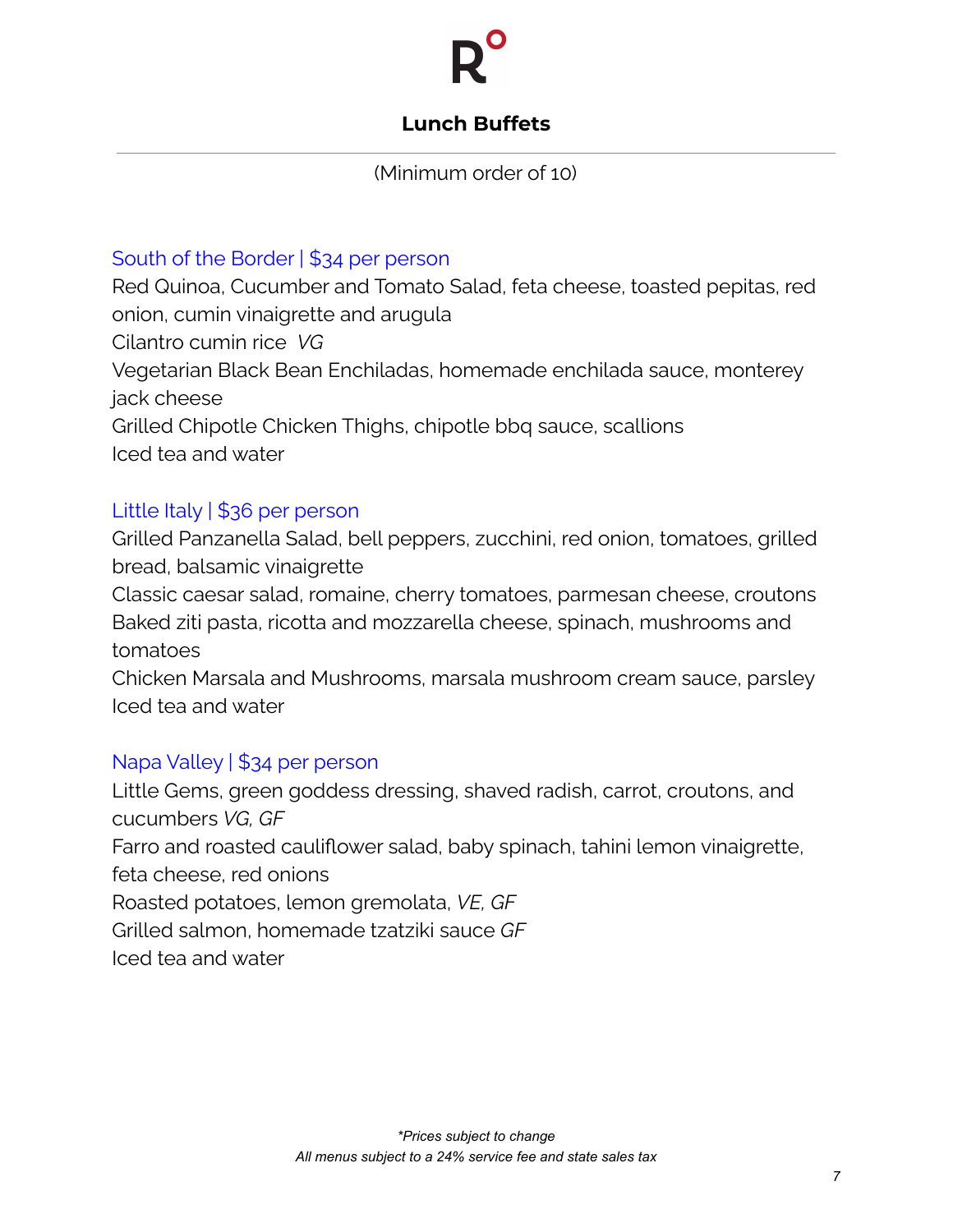# Lunch Buffets

(Minimum order of 10)

## South of the Border | $34 per person

Red Quinoa, Cucumber and Tomato Salad, feta cheese, toasted pepitas, red onion, cumin vinaigrette and arugula
Cilantro cumin rice *VG*
Vegetarian Black Bean Enchiladas, homemade enchilada sauce, monterey jack cheese
Grilled Chipotle Chicken Thighs, chipotle bbq sauce, scallions
Iced tea and water

## Little Italy | $36 per person

Grilled Panzanella Salad, bell peppers, zucchini, red onion, tomatoes, grilled bread, balsamic vinaigrette
Classic caesar salad, romaine, cherry tomatoes, parmesan cheese, croutons
Baked ziti pasta, ricotta and mozzarella cheese, spinach, mushrooms and tomatoes
Chicken Marsala and Mushrooms, marsala mushroom cream sauce, parsley
Iced tea and water

## Napa Valley | $34 per person

Little Gems, green goddess dressing, shaved radish, carrot, croutons, and cucumbers *VG, GF*
Farro and roasted cauliflower salad, baby spinach, tahini lemon vinaigrette, feta cheese, red onions
Roasted potatoes, lemon gremolata, *VE, GF*
Grilled salmon, homemade tzatziki sauce *GF*
Iced tea and water

*\*Prices subject to change*
*All menus subject to a 24% service fee and state sales tax*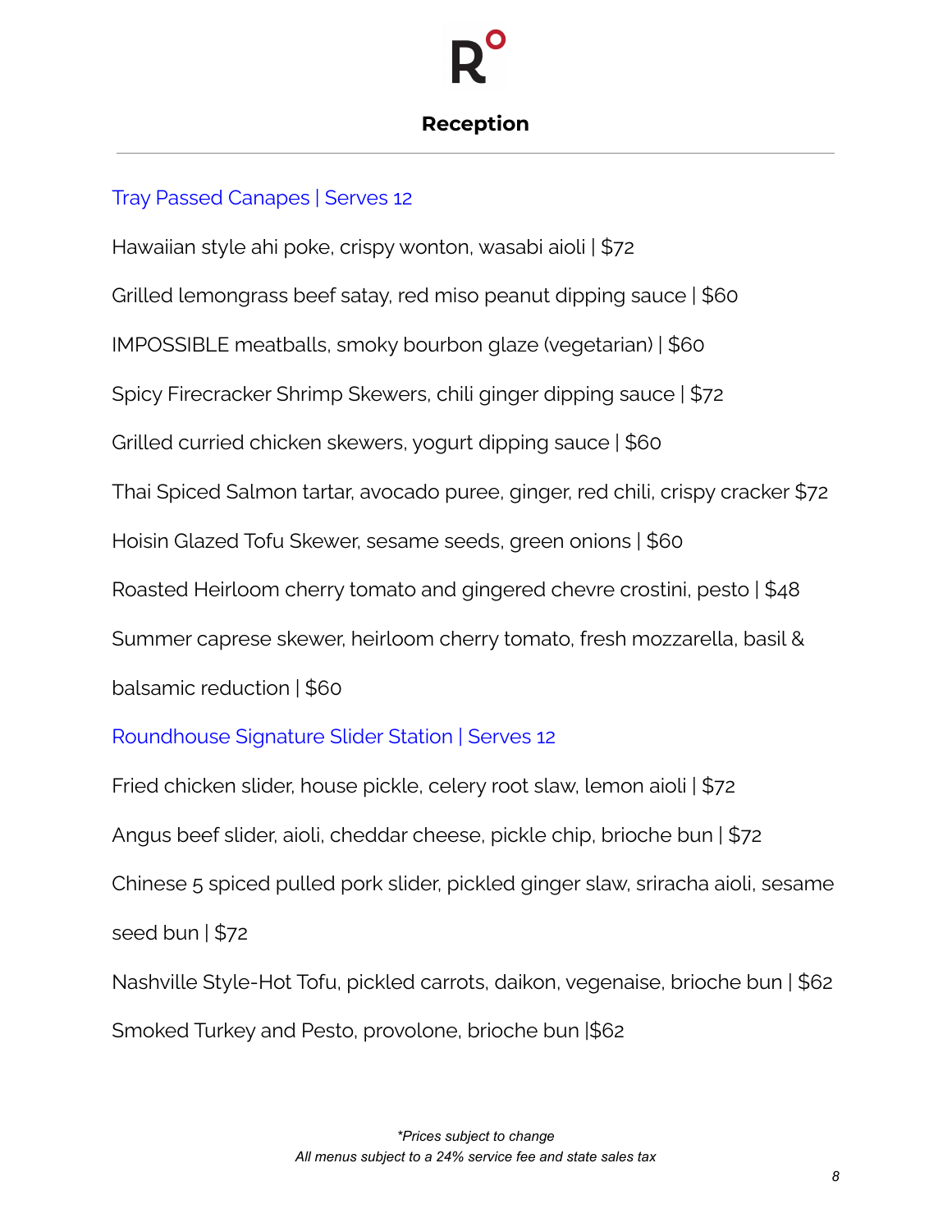# Reception

## Tray Passed Canapes | Serves 12

Hawaiian style ahi poke, crispy wonton, wasabi aioli | $72

Grilled lemongrass beef satay, red miso peanut dipping sauce | $60

IMPOSSIBLE meatballs, smoky bourbon glaze (vegetarian) | $60

Spicy Firecracker Shrimp Skewers, chili ginger dipping sauce | $72

Grilled curried chicken skewers, yogurt dipping sauce | $60

Thai Spiced Salmon tartar, avocado puree, ginger, red chili, crispy cracker $72

Hoisin Glazed Tofu Skewer, sesame seeds, green onions | $60

Roasted Heirloom cherry tomato and gingered chevre crostini, pesto | $48

Summer caprese skewer, heirloom cherry tomato, fresh mozzarella, basil & balsamic reduction | $60

## Roundhouse Signature Slider Station | Serves 12

Fried chicken slider, house pickle, celery root slaw, lemon aioli | $72

Angus beef slider, aioli, cheddar cheese, pickle chip, brioche bun | $72

Chinese 5 spiced pulled pork slider, pickled ginger slaw, sriracha aioli, sesame seed bun | $72

Nashville Style-Hot Tofu, pickled carrots, daikon, vegenaise, brioche bun | $62

Smoked Turkey and Pesto, provolone, brioche bun |$62

*\*Prices subject to change*
*All menus subject to a 24% service fee and state sales tax*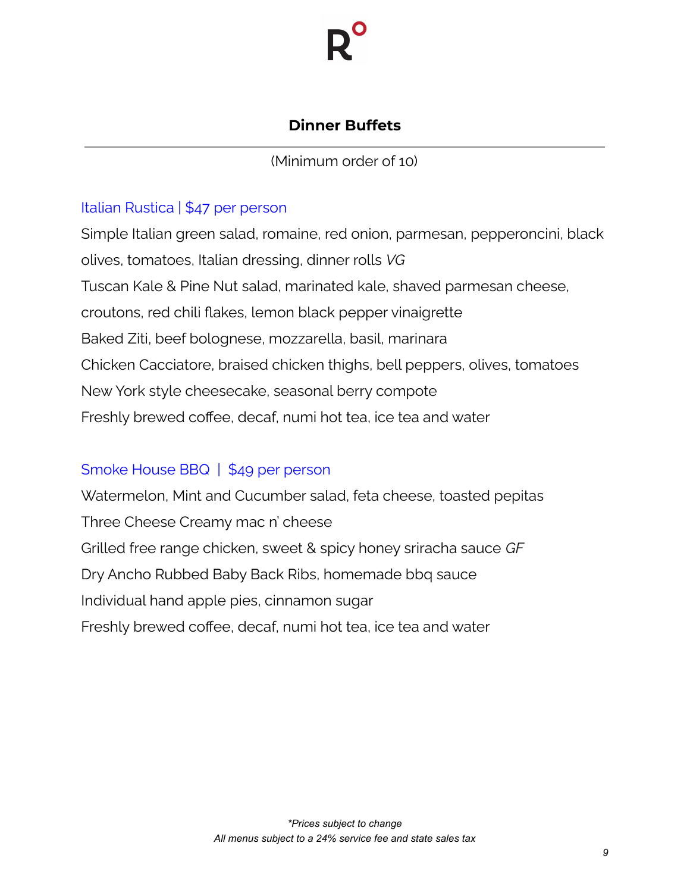## Dinner Buffets

(Minimum order of 10)

### Italian Rustica | $47 per person

Simple Italian green salad, romaine, red onion, parmesan, pepperoncini, black olives, tomatoes, Italian dressing, dinner rolls *VG*

Tuscan Kale & Pine Nut salad, marinated kale, shaved parmesan cheese, croutons, red chili flakes, lemon black pepper vinaigrette

Baked Ziti, beef bolognese, mozzarella, basil, marinara

Chicken Cacciatore, braised chicken thighs, bell peppers, olives, tomatoes

New York style cheesecake, seasonal berry compote

Freshly brewed coffee, decaf, numi hot tea, ice tea and water

### Smoke House BBQ | $49 per person

Watermelon, Mint and Cucumber salad, feta cheese, toasted pepitas

Three Cheese Creamy mac n' cheese

Grilled free range chicken, sweet & spicy honey sriracha sauce *GF*

Dry Ancho Rubbed Baby Back Ribs, homemade bbq sauce

Individual hand apple pies, cinnamon sugar

Freshly brewed coffee, decaf, numi hot tea, ice tea and water

*\*Prices subject to change*

*All menus subject to a 24% service fee and state sales tax*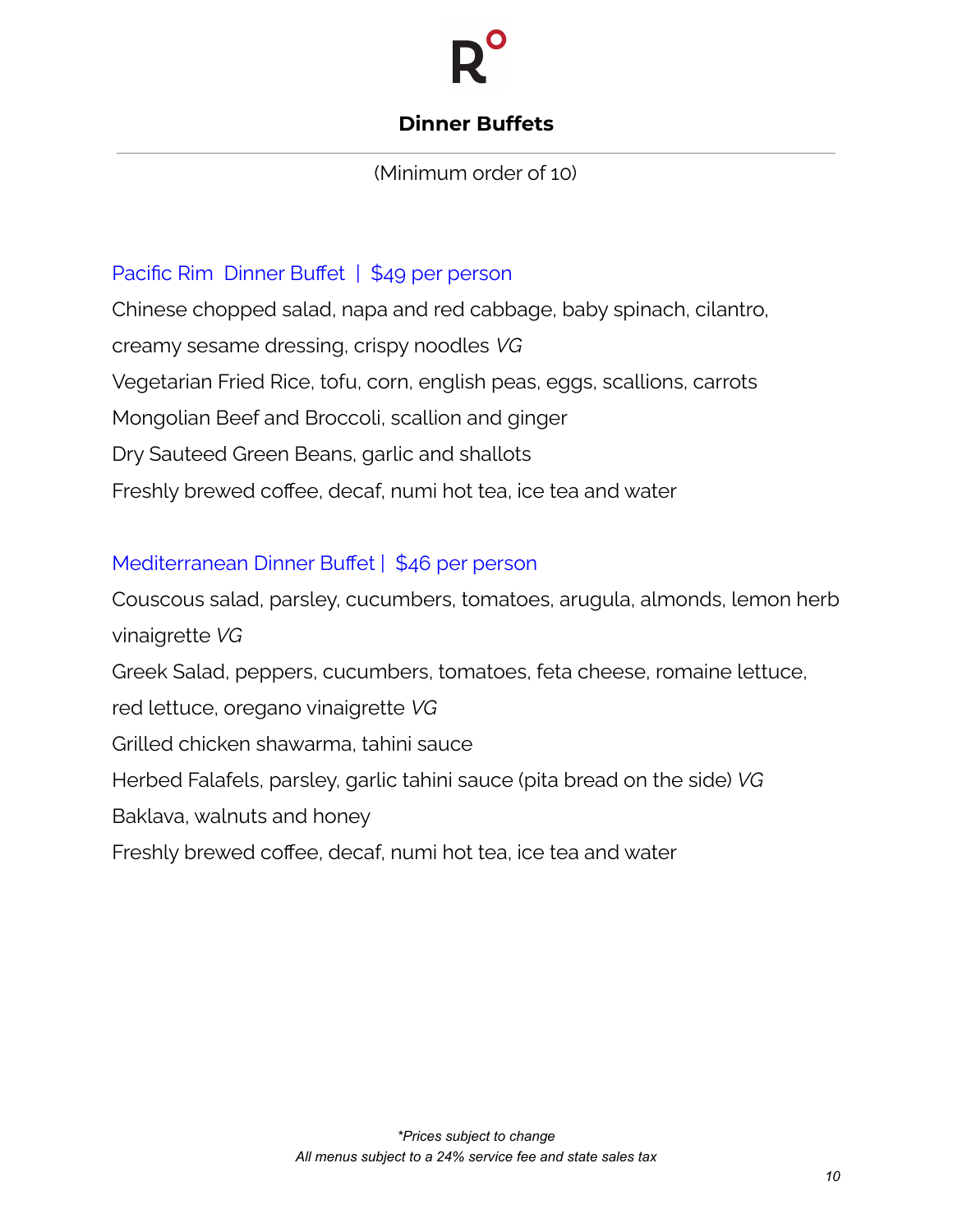# Dinner Buffets

(Minimum order of 10)

## Pacific Rim  Dinner Buffet  |  $49 per person

Chinese chopped salad, napa and red cabbage, baby spinach, cilantro, creamy sesame dressing, crispy noodles *VG*

Vegetarian Fried Rice, tofu, corn, english peas, eggs, scallions, carrots

Mongolian Beef and Broccoli, scallion and ginger

Dry Sauteed Green Beans, garlic and shallots

Freshly brewed coffee, decaf, numi hot tea, ice tea and water

## Mediterranean Dinner Buffet |  $46 per person

Couscous salad, parsley, cucumbers, tomatoes, arugula, almonds, lemon herb vinaigrette *VG*

Greek Salad, peppers, cucumbers, tomatoes, feta cheese, romaine lettuce, red lettuce, oregano vinaigrette *VG*

Grilled chicken shawarma, tahini sauce

Herbed Falafels, parsley, garlic tahini sauce (pita bread on the side) *VG*

Baklava, walnuts and honey

Freshly brewed coffee, decaf, numi hot tea, ice tea and water

**Prices subject to change*
*All menus subject to a 24% service fee and state sales tax*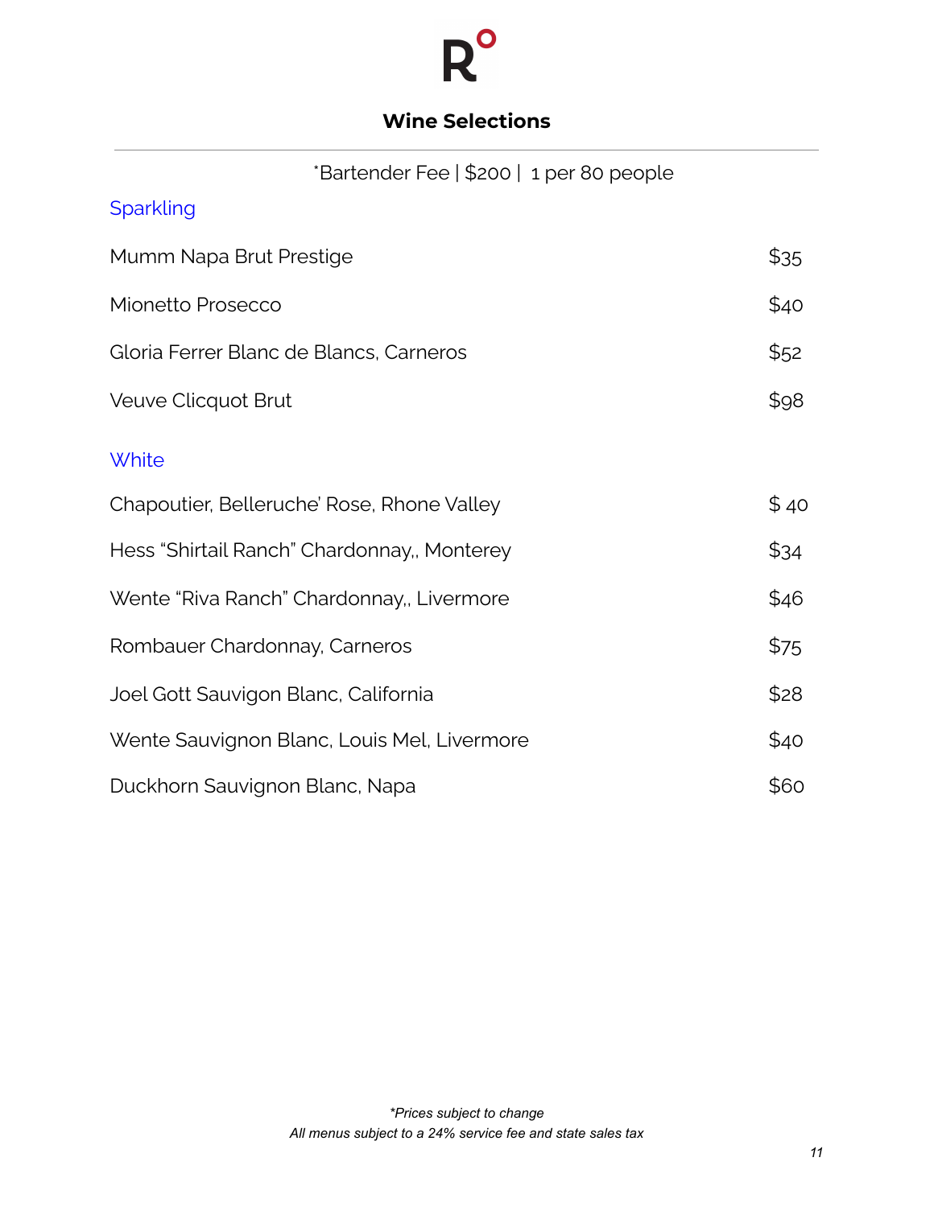# Wine Selections

*Bartender Fee | $200 | 1 per 80 people

## Sparkling

| | |
|---|---|
| Mumm Napa Brut Prestige | $35 |
| Mionetto Prosecco | $40 |
| Gloria Ferrer Blanc de Blancs, Carneros | $52 |
| Veuve Clicquot Brut | $98 |

## White

| | |
|---|---|
| Chapoutier, Belleruche' Rose, Rhone Valley | $ 40 |
| Hess "Shirtail Ranch" Chardonnay,, Monterey | $34 |
| Wente "Riva Ranch" Chardonnay,, Livermore | $46 |
| Rombauer Chardonnay, Carneros | $75 |
| Joel Gott Sauvigon Blanc, California | $28 |
| Wente Sauvignon Blanc, Louis Mel, Livermore | $40 |
| Duckhorn Sauvignon Blanc, Napa | $60 |

*\*Prices subject to change*

*All menus subject to a 24% service fee and state sales tax*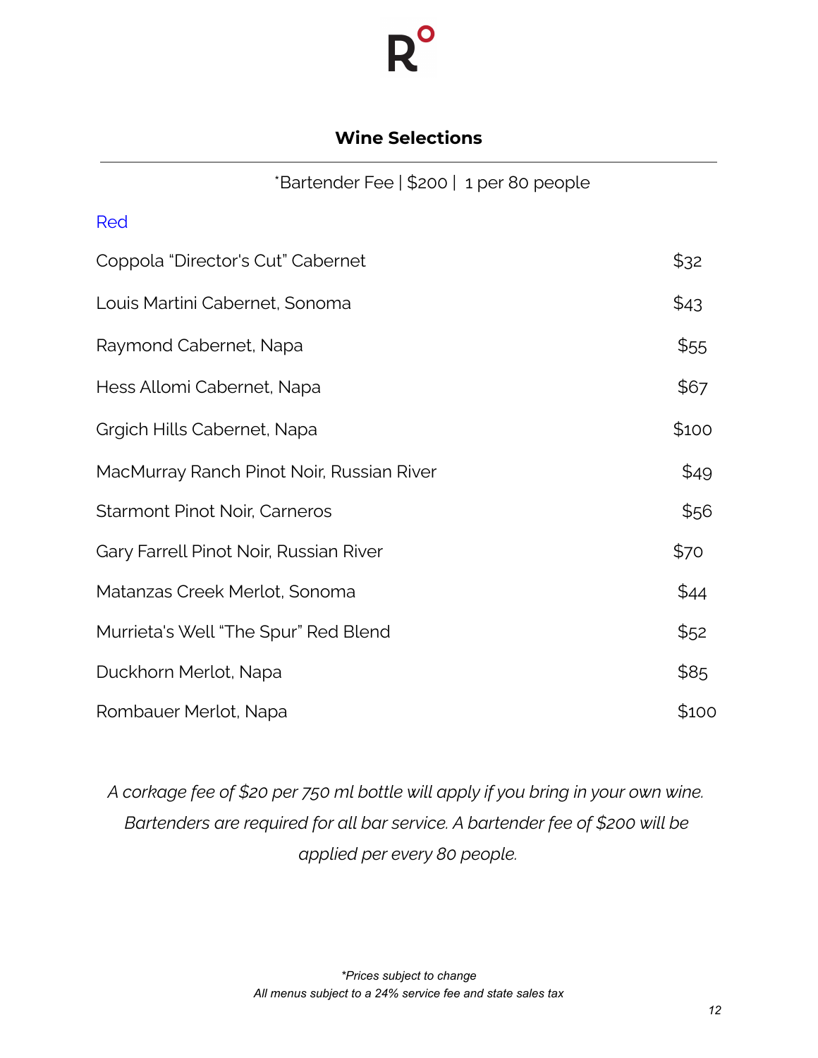## Wine Selections

*Bartender Fee | $200 | 1 per 80 people

### Red

| | |
|---|---|
| Coppola "Director's Cut" Cabernet | $32 |
| Louis Martini Cabernet, Sonoma | $43 |
| Raymond Cabernet, Napa | $55 |
| Hess Allomi Cabernet, Napa | $67 |
| Grgich Hills Cabernet, Napa | $100 |
| MacMurray Ranch Pinot Noir, Russian River | $49 |
| Starmont Pinot Noir, Carneros | $56 |
| Gary Farrell Pinot Noir, Russian River | $70 |
| Matanzas Creek Merlot, Sonoma | $44 |
| Murrieta's Well "The Spur" Red Blend | $52 |
| Duckhorn Merlot, Napa | $85 |
| Rombauer Merlot, Napa | $100 |

*A corkage fee of $20 per 750 ml bottle will apply if you bring in your own wine. Bartenders are required for all bar service. A bartender fee of $200 will be applied per every 80 people.*

*\*Prices subject to change*
*All menus subject to a 24% service fee and state sales tax*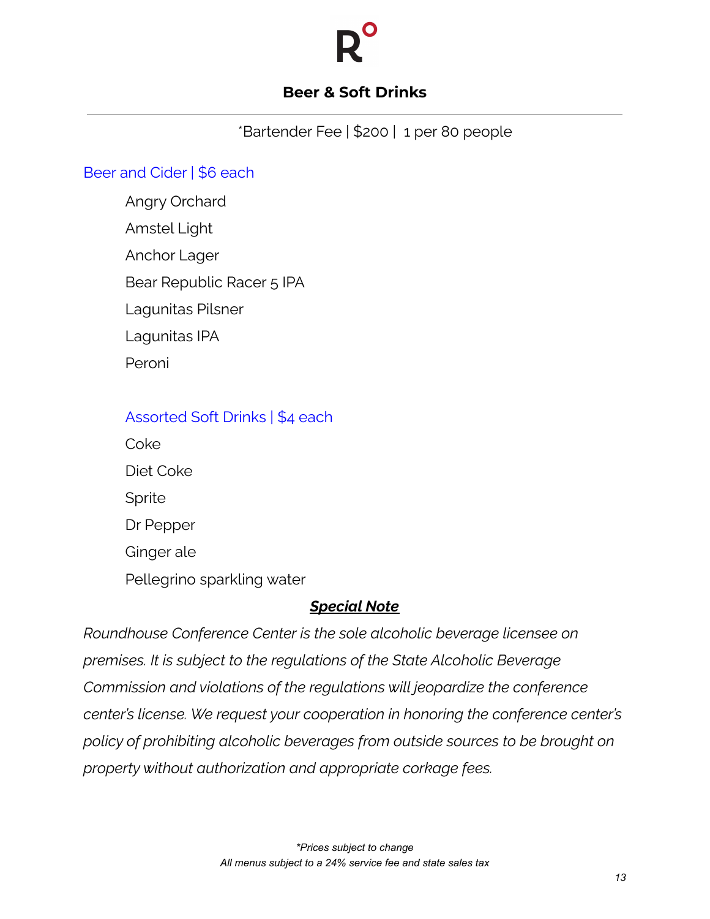# Beer & Soft Drinks

*Bartender Fee | $200 | 1 per 80 people

## Beer and Cider | $6 each

- Angry Orchard
- Amstel Light
- Anchor Lager
- Bear Republic Racer 5 IPA
- Lagunitas Pilsner
- Lagunitas IPA
- Peroni

## Assorted Soft Drinks | $4 each

- Coke
- Diet Coke
- Sprite
- Dr Pepper
- Ginger ale
- Pellegrino sparkling water

***Special Note***

*Roundhouse Conference Center is the sole alcoholic beverage licensee on premises. It is subject to the regulations of the State Alcoholic Beverage Commission and violations of the regulations will jeopardize the conference center's license. We request your cooperation in honoring the conference center's policy of prohibiting alcoholic beverages from outside sources to be brought on property without authorization and appropriate corkage fees.*

*\*Prices subject to change*
*All menus subject to a 24% service fee and state sales tax*